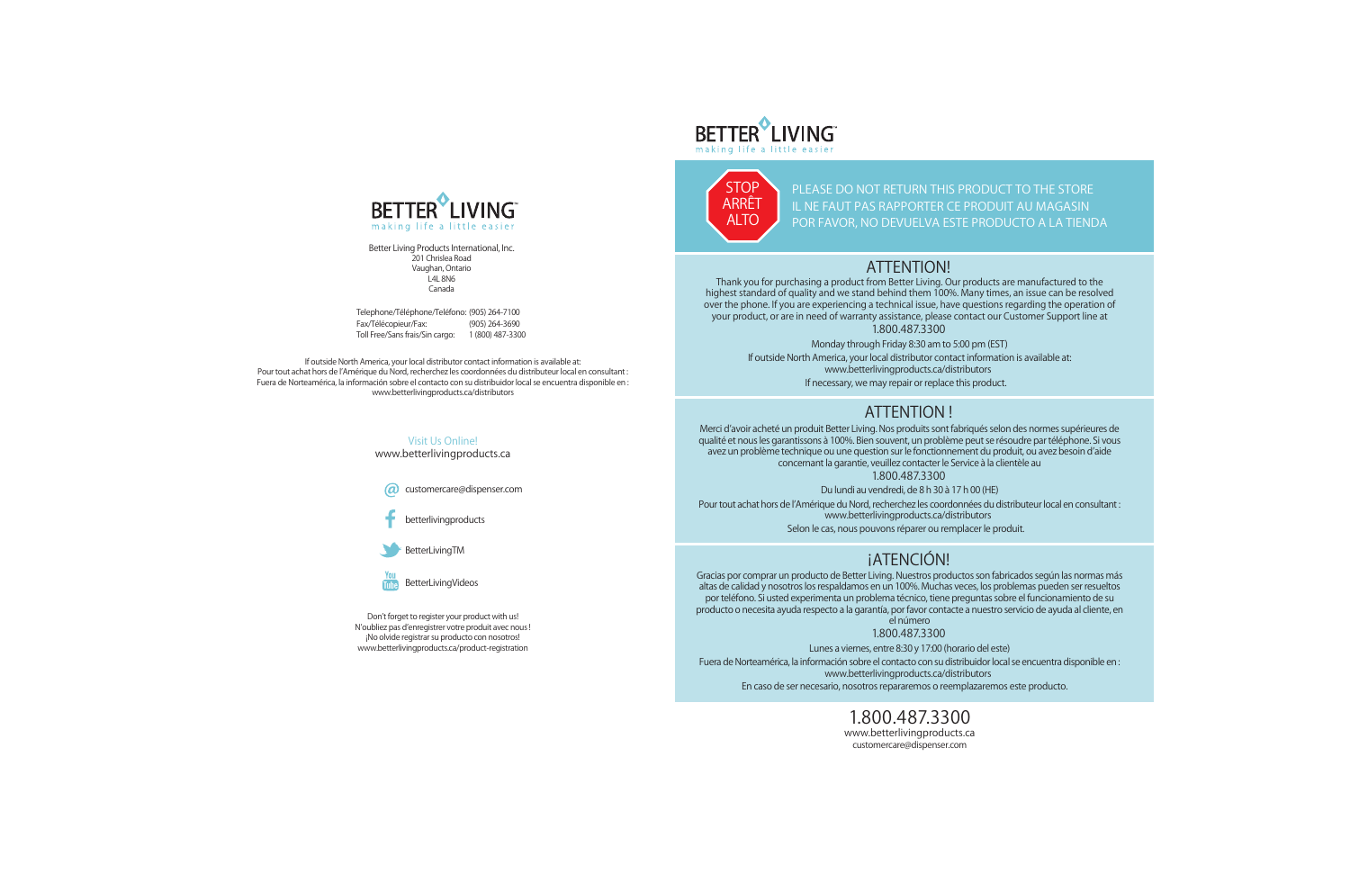# BETTER LIVING™

making life a little easier

Better Living Products International, Inc.
201 Chrislea Road
Vaughan, Ontario
L4L 8N6
Canada

| | |
|---|---|
| Telephone/Téléphone/Teléfono: | (905) 264-7100 |
| Fax/Télécopieur/Fax: | (905) 264-3690 |
| Toll Free/Sans frais/Sin cargo: | 1 (800) 487-3300 |

If outside North America, your local distributor contact information is available at:
Pour tout achat hors de l'Amérique du Nord, recherchez les coordonnées du distributeur local en consultant :
Fuera de Norteamérica, la información sobre el contacto con su distribuidor local se encuentra disponible en :
www.betterlivingproducts.ca/distributors

Visit Us Online!
www.betterlivingproducts.ca

customercare@dispenser.com

betterlivingproducts

BetterLivingTM

BetterLivingVideos

Don't forget to register your product with us!
N'oubliez pas d'enregistrer votre produit avec nous !
¡No olvide registrar su producto con nosotros!
www.betterlivingproducts.ca/product-registration

# BETTER LIVING™

making life a little easier

STOP
ARRÊT
ALTO

PLEASE DO NOT RETURN THIS PRODUCT TO THE STORE
IL NE FAUT PAS RAPPORTER CE PRODUIT AU MAGASIN
POR FAVOR, NO DEVUELVA ESTE PRODUCTO A LA TIENDA

## ATTENTION!

Thank you for purchasing a product from Better Living. Our products are manufactured to the highest standard of quality and we stand behind them 100%. Many times, an issue can be resolved over the phone. If you are experiencing a technical issue, have questions regarding the operation of your product, or are in need of warranty assistance, please contact our Customer Support line at

1.800.487.3300

Monday through Friday 8:30 am to 5:00 pm (EST)

If outside North America, your local distributor contact information is available at:
www.betterlivingproducts.ca/distributors

If necessary, we may repair or replace this product.

## ATTENTION !

Merci d'avoir acheté un produit Better Living. Nos produits sont fabriqués selon des normes supérieures de qualité et nous les garantissons à 100%. Bien souvent, un problème peut se résoudre par téléphone. Si vous avez un problème technique ou une question sur le fonctionnement du produit, ou avez besoin d'aide concernant la garantie, veuillez contacter le Service à la clientèle au

1.800.487.3300

Du lundi au vendredi, de 8 h 30 à 17 h 00 (HE)

Pour tout achat hors de l'Amérique du Nord, recherchez les coordonnées du distributeur local en consultant :
www.betterlivingproducts.ca/distributors

Selon le cas, nous pouvons réparer ou remplacer le produit.

## ¡ATENCIÓN!

Gracias por comprar un producto de Better Living. Nuestros productos son fabricados según las normas más altas de calidad y nosotros los respaldamos en un 100%. Muchas veces, los problemas pueden ser resueltos por teléfono. Si usted experimenta un problema técnico, tiene preguntas sobre el funcionamiento de su producto o necesita ayuda respecto a la garantía, por favor contacte a nuestro servicio de ayuda al cliente, en el número

1.800.487.3300

Lunes a viernes, entre 8:30 y 17:00 (horario del este)

Fuera de Norteamérica, la información sobre el contacto con su distribuidor local se encuentra disponible en :
www.betterlivingproducts.ca/distributors

En caso de ser necesario, nosotros repararemos o reemplazaremos este producto.

1.800.487.3300
www.betterlivingproducts.ca
customercare@dispenser.com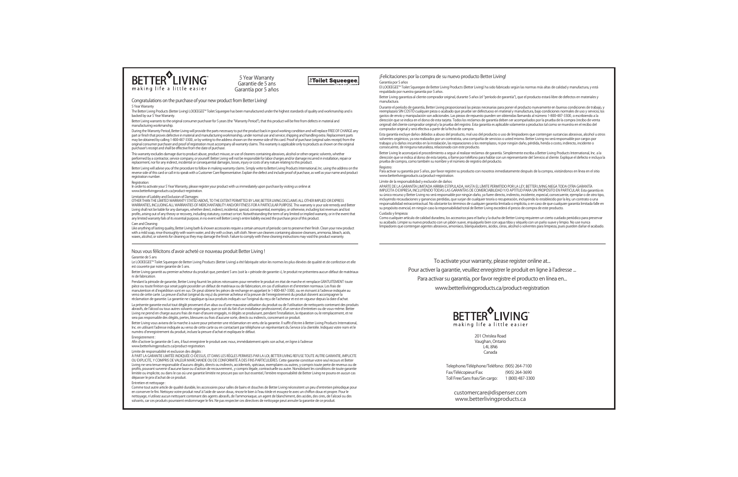# BETTER LIVING™
making life a little easier

5 Year Warranty
Garantie de 5 ans
Garantía por 5 años

Toilet Squeegee

## Congratulations on the purchase of your new product from Better Living!

5 Year Warranty

The Better Living Products (Better Living) LOOEEGEE™ Toilet Squeegee has been manufactured under the highest standards of quality and workmanship and is backed by our 5 Year Warranty.

Better Living warrants to the original consumer purchaser for 5 years (the "Warranty Period"), that this product will be free from defects in material and manufacturing workmanship.

During the Warranty Period, Better Living will provide the parts necessary to put the product back in good working condition and will replace FREE OF CHARGE any part or finish that proves defective in material and manufacturing workmanship, under normal use and service; shipping and handling extra. Replacement parts may be obtained by calling 1-800-487-3300, or by writing to the address shown on the reverse side of this card. Proof of purchase (original sales receipt) from the original consumer purchaser and proof of registration must accompany all warranty claims. This warranty is applicable only to products as shown on the original purchaser's receipt and shall be effective from the date of purchase.

This warranty excludes damage due to product abuse, product misuse, or use of cleaners containing abrasives, alcohol or other organic solvents, whether performed by a contractor, service company, or yourself. Better Living will not be responsible for labor charges and/or damage incurred in installation, repair or replacement, nor for any indirect, incidental or consequential damages, losses, injury or costs of any nature relating to this product.

Better Living will advise you of the procedure to follow in making warranty claims. Simply write to Better Living Products International, Inc. using the address on the reverse side of this card or call in to speak with a Customer Care Representative. Explain the defect and include proof of purchase, as well as your name and product registration number.

Registration:

In order to activate your 5 Year Warranty, please register your product with us immediately upon purchase by visiting us online at www.betterlivingproducts.ca/product-registration.

Limitation of Liability and Exclusion of Damages:

OTHER THAN THE LIMITED WARRANTY STATED ABOVE, TO THE EXTENT PERMITTED BY LAW, BETTER LIVING DISCLAIMS ALL OTHER IMPLIED OR EXPRESS WARRANTIES, INCLUDING ALL WARRANTIES OF MERCHANTABILITY AND/OR FITNESS FOR A PARTICULAR PURPOSE. This warranty is your sole remedy and Better Living shall not be liable for any damages, whether direct, indirect, incidental, special, consequential, exemplary, or otherwise, including lost revenues and lost profits, arising out of any theory or recovery, including statutory, contract or tort. Notwithstanding the term of any limited or implied warranty, or in the event that any limited warranty fails of its essential purpose, in no event will Better Living's entire liability exceed the purchase price of this product.

Care and Cleaning:

Like anything of lasting quality, Better Living bath & shower accessories require a certain amount of periodic care to preserve their finish. Clean your new product with a mild soap, rinse thoroughly with warm water, and dry with a clean, soft cloth. Never use cleaners containing abrasive cleansers, ammonia, bleach, acids, waxes, alcohol, or solvents for cleaning as they may damage the finish. Failure to comply with these cleaning instructions may void this product warranty.

---

## Nous vous félicitons d'avoir acheté ce nouveau produit Better Living !

Garantie de 5 ans

Le LOOEEGEE™ Toilet Squeegee de Better Living Products (Better Living) a été fabriquée selon les normes les plus élevées de qualité et de confection et elle est couverte par notre garantie de 5 ans.

Better Living garantit au premier acheteur du produit que, pendant 5 ans (soit la « période de garantie »), le produit ne présentera aucun défaut de matériaux ni de fabrication.

Pendant la période de garantie, Better Living fournit les pièces nécessaires pour remettre le produit en état de marche et remplace GRATUITEMENT toute pièce ou toute finition qui serait jugée posséder un défaut de matériaux ou de fabrication, en cas d'utilisation et d'entretien normaux. Les frais de manutention et d'expédition sont en sus. On peut obtenir les pièces de rechange en appelant le 1-800-487-3300, ou en écrivant à l'adresse indiquée au verso de cette carte. La preuve d'achat (original du reçu) du premier acheteur et la preuve de l'enregistrement du produit doivent accompagner la réclamation de garantie. La garantie ne s'applique qu'aux produits indiqués sur l'original du reçu de l'acheteur et est en vigueur depuis la date d'achat.

La présente garantie exclut tout dégât provenant d'un abus ou d'une mauvaise utilisation du produit ou de l'utilisation de nettoyants contenant des produits abrasifs, de l'alcool ou tous autres solvants organiques, que ce soit du fait d'un installateur professionnel, d'un service d'entretien ou de vous-même. Better Living ne prend en charge aucuns frais de main-d'œuvre engagés, ni dégâts se produisant, pendant l'installation, la réparation ou le remplacement, et ne sera pas responsable des dégâts, pertes, blessures ou frais d'aucune sorte, directs ou indirects, concernant ce produit.

Better Living vous avisera de la marche à suivre pour présenter une réclamation en vertu de la garantie. Il suffit d'écrire à Better Living Products International, Inc. en utilisant l'adresse indiquée au verso de cette carte ou en contactant par téléphone un représentant du Service à la clientèle. Indiquez votre nom et le numéro d'enregistrement du produit, incluez la preuve d'achat et expliquez le défaut.

Enregistrement :

Afin d'activer la garantie de 5 ans, il faut enregistrer le produit avec nous, immédiatement après son achat, en ligne à l'adresse www.betterlivingproducts.ca/product-registration.

Limite de responsabilité et exclusion des dégâts :

À PART LA GARANTIE LIMITÉE INDIQUÉE CI-DESSUS, ET DANS LES RÈGLES PERMISES PAR LA LOI, BETTER LIVING REFUSE TOUTE AUTRE GARANTIE, IMPLICITE OU EXPLICITE, Y COMPRIS DE VALEUR MARCHANDE OU DE CONFORMITÉ À DES FINS PARTICULIÈRES. Cette garantie constitue votre seul recours et Better Living ne sera tenue responsable d'aucuns dégâts, directs ou indirects, accidentels, spéciaux, exemplaires ou autres, y compris toute perte de revenus ou de profits, pouvant survenir d'aucune base ou d'action de recouvrement, y compris légale, contractuelle ou autre. Nonobstant les conditions de toute garantie limitée ou implicite, ou dans le cas où une garantie limitée ne procure pas son but essentiel, l'entière responsabilité de Better Living ne pourra en aucun cas dépasser le prix d'achat de ce produit.

Entretien et nettoyage :

Comme tout autre article de qualité durable, les accessoires pour salles de bains et douches de Better Living nécessitent un peu d'entretien périodique pour en conserver le fini. Nettoyez votre produit neuf à l'aide de savon doux, rincez-le bien à l'eau tiède et essuyez-le avec un chiffon doux et propre. Pour le nettoyage, n'utilisez aucun nettoyant contenant des agents abrasifs, de l'ammoniaque, un agent de blanchiment, des acides, des cires, de l'alcool ou des solvants, car ces produits pourraient endommager le fini. Ne pas respecter ces directives de nettoyage peut annuler la garantie de ce produit.

---

## ¡Felicitaciones por la compra de su nuevo producto Better Living!

Garantía por 5 años

El LOOEEGEE™ Toilet Squeegee de Better Living Products (Better Living) ha sido fabricado según las normas más altas de calidad y manufactura, y está respaldado por nuestra garantía por 5 años.

Better Living garantiza al cliente comprador original, durante 5 años (el "período de garantía"), que el producto estará libre de defectos en materiales y manufactura.

Durante el período de garantía, Better Living proporcionará las piezas necesarias para poner el producto nuevamente en buenas condiciones de trabajo, y reemplazará SIN COSTO cualquier pieza o acabado que pruebe ser defectuoso en material y manufactura, bajo condiciones normales de uso y servicio; los gastos de envío y manipulación son adicionales. Las piezas de repuesto pueden ser obtenidas llamando al número 1-800-487-3300, o escribiendo a la dirección que se indica en el dorso de esta tarjeta. Todos los reclamos de garantía deben ser acompañados por la prueba de la compra (recibo de venta original) del cliente comprador original y la prueba del registro. Esta garantía es aplicable solamente a productos tal como se muestra en el recibo del comprador original y será efectiva a partir de la fecha de compra.

Esta garantía excluye daños debidos a abuso del producto, mal uso del producto o uso de limpiadores que contengan sustancias abrasivas, alcohol u otros solventes orgánicos, ya sea realizados por un contratista, una compañía de servicios o usted mismo. Better Living no será responsable por cargos por trabajos y/o daños incurridos en la instalación, las reparaciones o los reemplazos, ni por ningún daño, pérdida, herida o costo, indirecto, incidente o consecuente, de ninguna naturaleza, relacionado con este producto.

Better Living le aconsejará el procedimiento a seguir al realizar reclamos de garantía. Simplemente escriba a Better Living Products International, Inc. a la dirección que se indica al dorso de esta tarjeta, o llame por teléfono para hablar con un representante del Servicio al cliente. Explique el defecto e incluya la prueba de compra, como también su nombre y el número de registro del producto.

Registro:

Para activar su garantía por 5 años, por favor registre su producto con nosotros inmediatamente después de la compra, visitándonos en línea en el sitio www.betterlivingproducts.ca/product-registration.

Límite de la responsabilidad y exclusión de daños:

APARTE DE LA GARANTÍA LIMITADA ARRIBA ESTIPULADA, HASTA EL LÍMITE PERMITIDO POR LA LEY, BETTER LIVING NIEGA TODA OTRA GARANTÍA IMPLÍCITA O EXPRESA, INCLUYENDO TODAS LAS GARANTÍAS DE COMERCIABILIDAD Y/O APTITUD PARA UN PROPÓSITO EN PARTICULAR. Esta garantía es su único recurso y Better Living no será responsable por ningún daño, ya fuere directo, indirecto, incidente, especial, consecuente, ejemplar o de otro tipo, incluyendo recaudaciones y ganancias perdidas, que surjan de cualquier teoría o recuperación, incluyendo lo establecido por la ley, un contrato o una responsabilidad extracontractual. No obstante los términos de cualquier garantía limitada o implícita, o en caso de que cualquier garantía limitada falle en su propósito esencial, en ningún caso la responsabilidad total de Better Living excederá el precio de compra de este producto.

Cuidado y limpieza:

Como cualquier artículo de calidad duradera, los accesorios para el baño y la ducha de Better Living requieren un cierto cuidado periódico para preservar su acabado. Limpie su nuevo producto con un jabón suave, enjuáguelo bien con agua tibia y séquelo con un paño suave y limpio. No use nunca limpiadores que contengan agentes abrasivos, amoníaco, blanqueadores, ácidos, ceras, alcohol o solventes para limpieza, pues pueden dañar el acabado.

---

To activate your warranty, please register online at...

Pour activer la garantie, veuillez enregistrer le produit en ligne à l'adresse ...

Para activar su garantía, por favor registre el producto en línea en...

www.betterlivingproducts.ca/product-registration

BETTER LIVING™
making life a little easier

201 Chrislea Road
Vaughan, Ontario
L4L 8N6
Canada

Telephone/Téléphone/Teléfono: (905) 264-7100
Fax/Télécopieur/Fax: (905) 264-3690
Toll Free/Sans frais/Sin cargo: 1 (800) 487-3300

customercare@dispenser.com
www.betterlivingproducts.ca